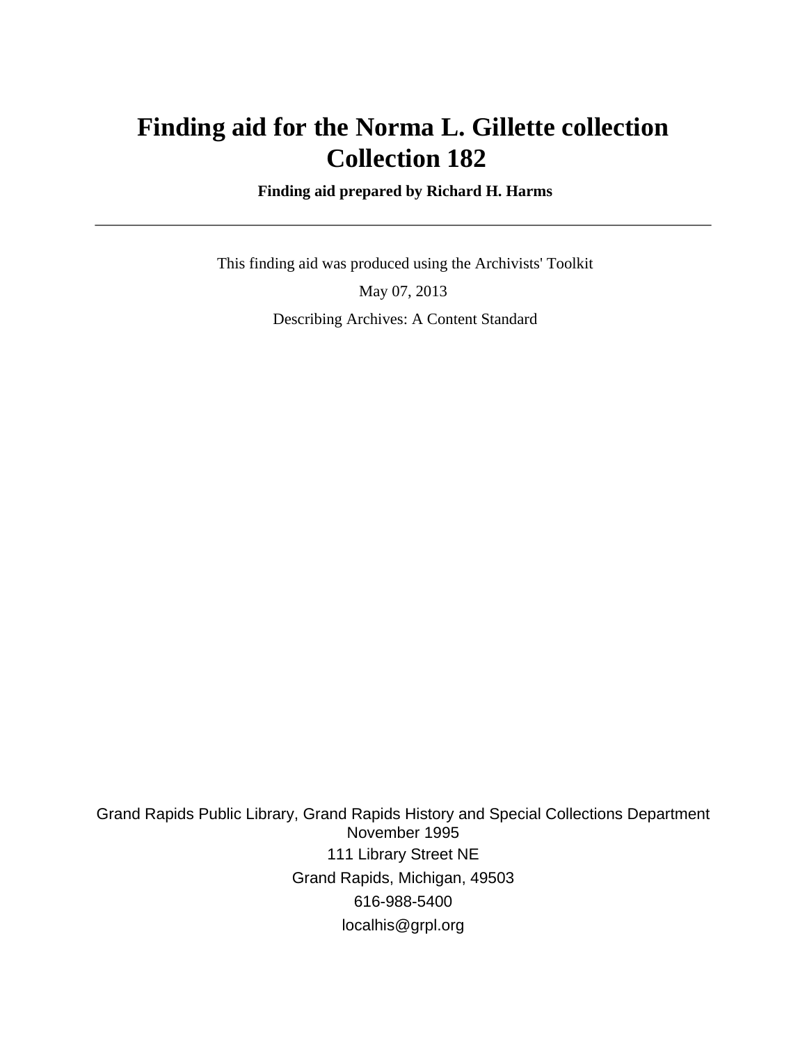# Finding aid for the Norma L. Gillette collection
# Collection 182

**Finding aid prepared by Richard H. Harms**

---

This finding aid was produced using the Archivists' Toolkit

May 07, 2013

Describing Archives: A Content Standard

Grand Rapids Public Library, Grand Rapids History and Special Collections Department
November 1995
111 Library Street NE
Grand Rapids, Michigan, 49503
616-988-5400
localhis@grpl.org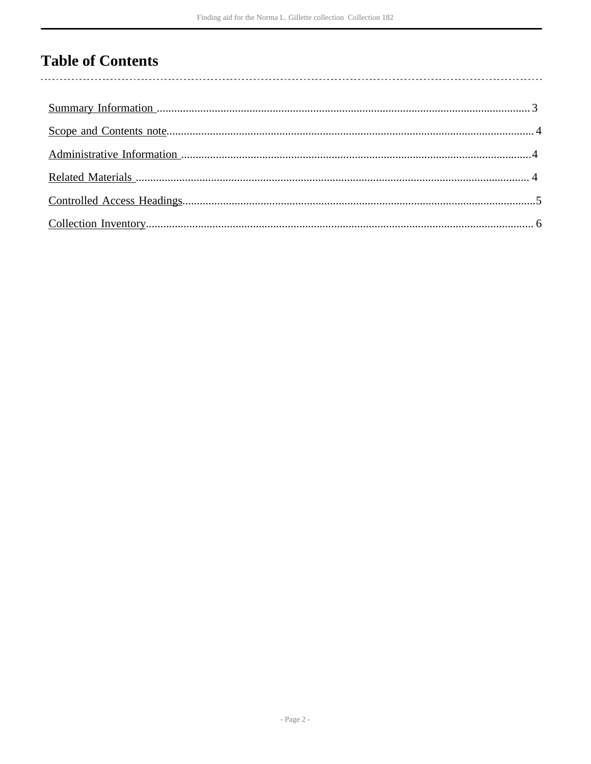# Table of Contents

- Summary Information .......... 3
- Scope and Contents note .......... 4
- Administrative Information .......... 4
- Related Materials .......... 4
- Controlled Access Headings .......... 5
- Collection Inventory .......... 6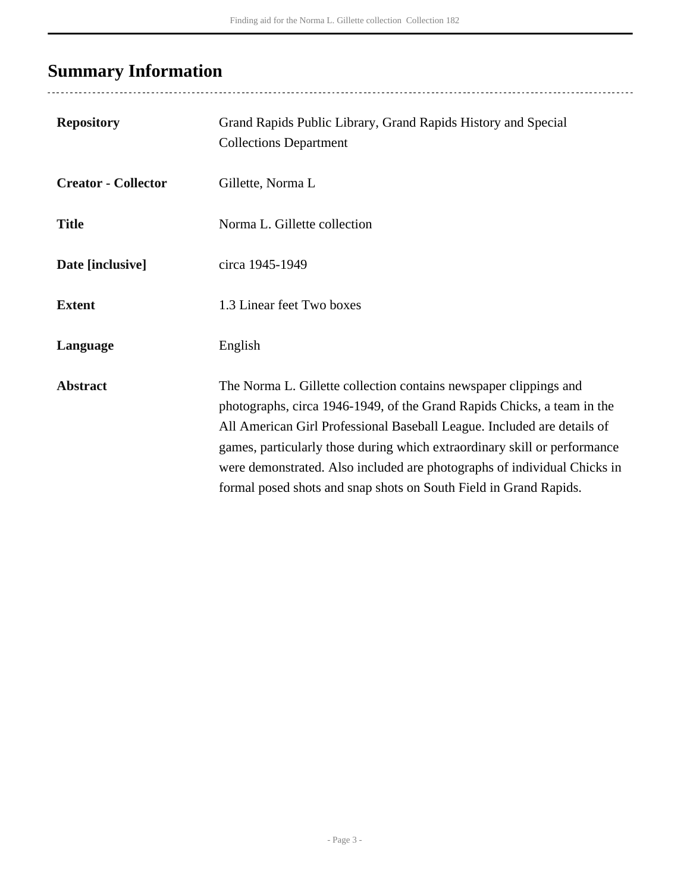## Summary Information

| | |
|---|---|
| **Repository** | Grand Rapids Public Library, Grand Rapids History and Special Collections Department |
| **Creator - Collector** | Gillette, Norma L |
| **Title** | Norma L. Gillette collection |
| **Date [inclusive]** | circa 1945-1949 |
| **Extent** | 1.3 Linear feet Two boxes |
| **Language** | English |
| **Abstract** | The Norma L. Gillette collection contains newspaper clippings and photographs, circa 1946-1949, of the Grand Rapids Chicks, a team in the All American Girl Professional Baseball League. Included are details of games, particularly those during which extraordinary skill or performance were demonstrated. Also included are photographs of individual Chicks in formal posed shots and snap shots on South Field in Grand Rapids. |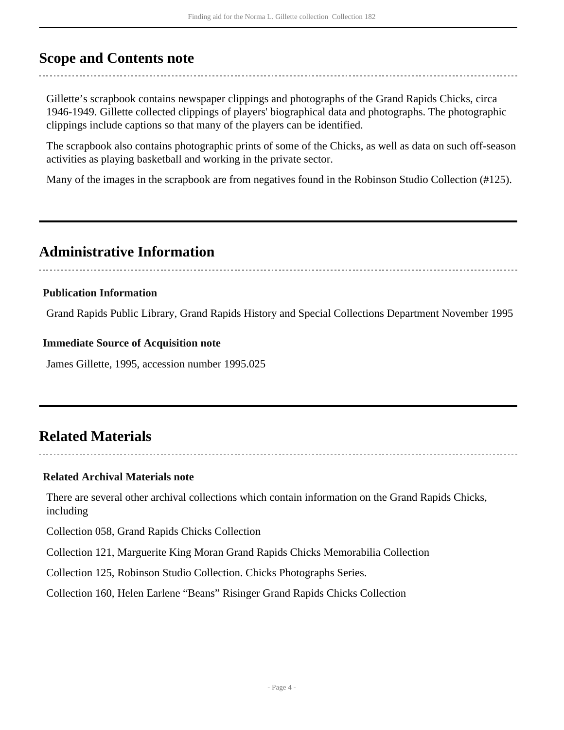## Scope and Contents note

Gillette’s scrapbook contains newspaper clippings and photographs of the Grand Rapids Chicks, circa 1946-1949. Gillette collected clippings of players' biographical data and photographs. The photographic clippings include captions so that many of the players can be identified.

The scrapbook also contains photographic prints of some of the Chicks, as well as data on such off-season activities as playing basketball and working in the private sector.

Many of the images in the scrapbook are from negatives found in the Robinson Studio Collection (#125).

## Administrative Information

### Publication Information

Grand Rapids Public Library, Grand Rapids History and Special Collections Department November 1995

### Immediate Source of Acquisition note

James Gillette, 1995, accession number 1995.025

## Related Materials

### Related Archival Materials note

There are several other archival collections which contain information on the Grand Rapids Chicks, including

Collection 058, Grand Rapids Chicks Collection

Collection 121, Marguerite King Moran Grand Rapids Chicks Memorabilia Collection

Collection 125, Robinson Studio Collection. Chicks Photographs Series.

Collection 160, Helen Earlene “Beans” Risinger Grand Rapids Chicks Collection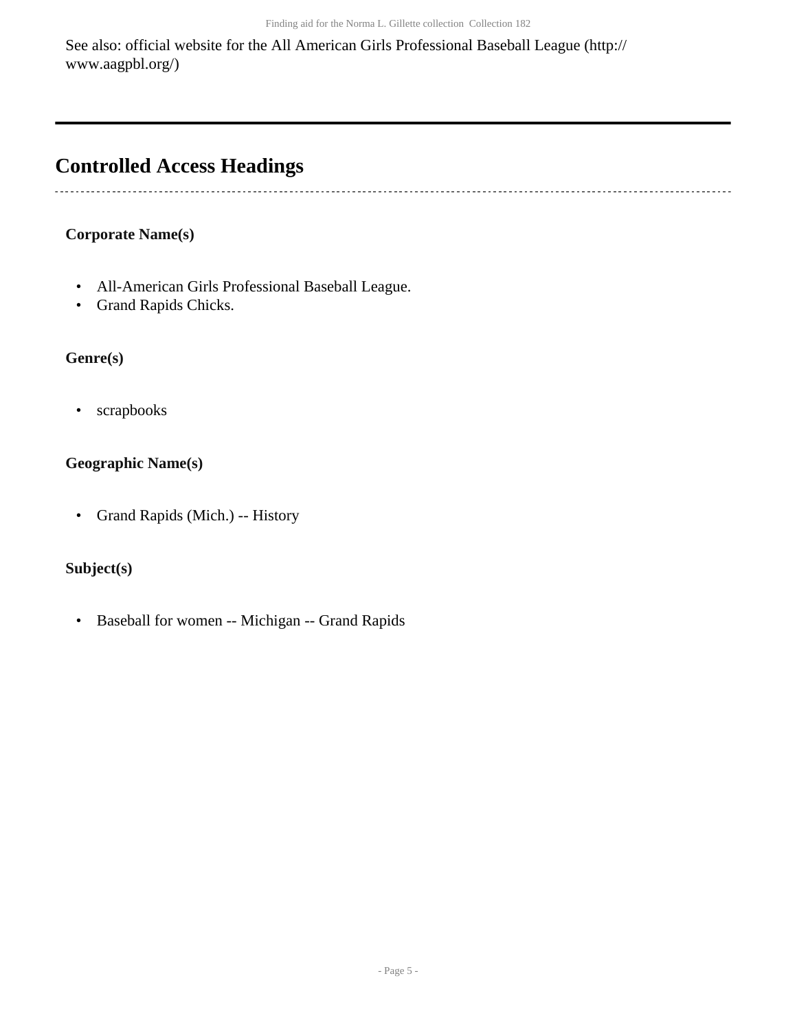See also: official website for the All American Girls Professional Baseball League (http://www.aagpbl.org/)

## Controlled Access Headings

### Corporate Name(s)

- All-American Girls Professional Baseball League.
- Grand Rapids Chicks.

### Genre(s)

- scrapbooks

### Geographic Name(s)

- Grand Rapids (Mich.) -- History

### Subject(s)

- Baseball for women -- Michigan -- Grand Rapids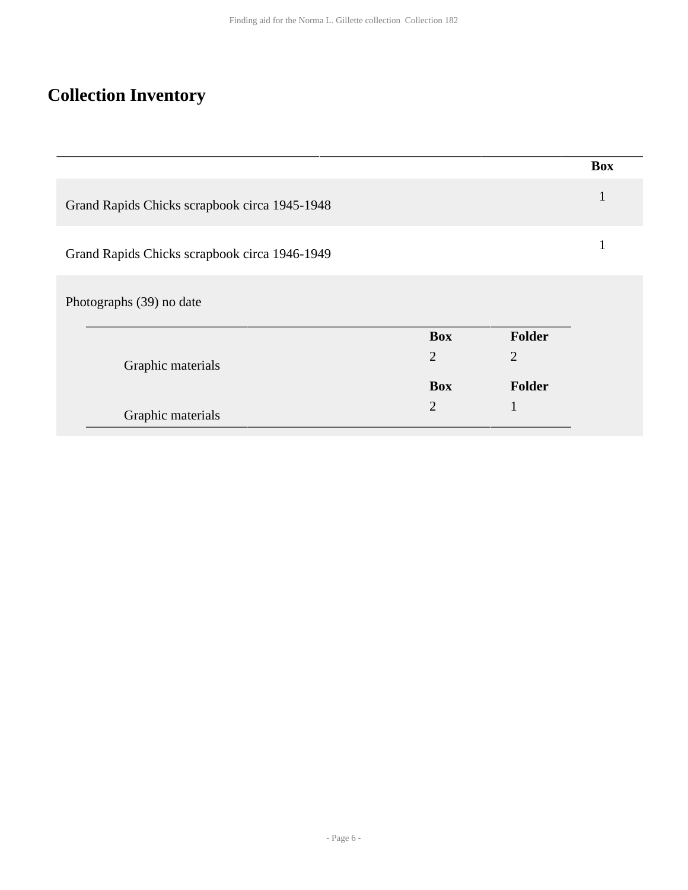# Collection Inventory

| | Box |
|---|---|
| Grand Rapids Chicks scrapbook circa 1945-1948 | 1 |
| Grand Rapids Chicks scrapbook circa 1946-1949 | 1 |
| Photographs (39) no date | |

| | Box | Folder |
|---|---|---|
| Graphic materials | 2 | 2 |
| Graphic materials | 2 | 1 |